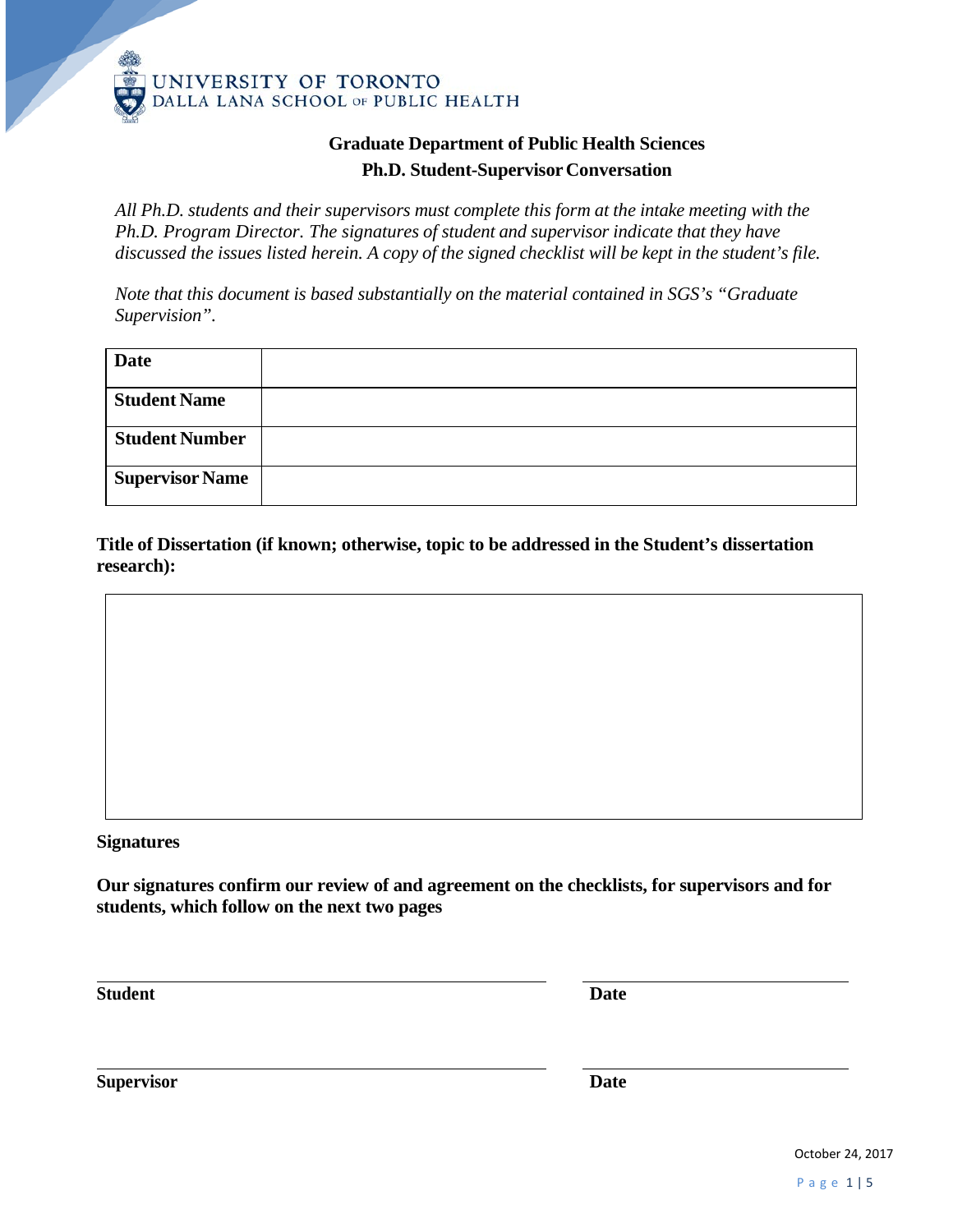UNIVERSITY OF TORONTO
DALLA LANA SCHOOL OF PUBLIC HEALTH

## Graduate Department of Public Health Sciences
## Ph.D. Student-Supervisor Conversation

*All Ph.D. students and their supervisors must complete this form at the intake meeting with the Ph.D. Program Director. The signatures of student and supervisor indicate that they have discussed the issues listed herein. A copy of the signed checklist will be kept in the student's file.*

*Note that this document is based substantially on the material contained in SGS's "Graduate Supervision".*

| **Date** | |
|---|---|
| **Student Name** | |
| **Student Number** | |
| **Supervisor Name** | |

**Title of Dissertation (if known; otherwise, topic to be addressed in the Student's dissertation research):**

| |
|---|
| |

**Signatures**

**Our signatures confirm our review of and agreement on the checklists, for supervisors and for students, which follow on the next two pages**

**Student** ______________________ **Date** ______________

**Supervisor** ______________________ **Date** ______________

October 24, 2017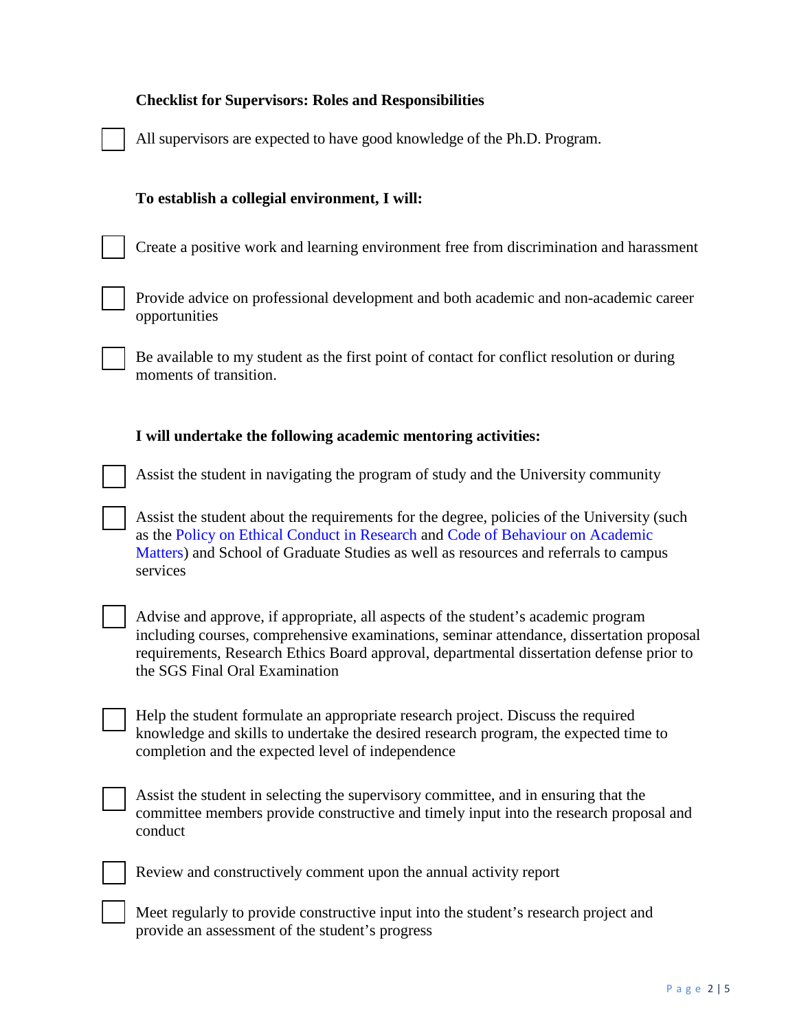**Checklist for Supervisors: Roles and Responsibilities**

- [ ] All supervisors are expected to have good knowledge of the Ph.D. Program.

**To establish a collegial environment, I will:**

- [ ] Create a positive work and learning environment free from discrimination and harassment
- [ ] Provide advice on professional development and both academic and non-academic career opportunities
- [ ] Be available to my student as the first point of contact for conflict resolution or during moments of transition.

**I will undertake the following academic mentoring activities:**

- [ ] Assist the student in navigating the program of study and the University community
- [ ] Assist the student about the requirements for the degree, policies of the University (such as the Policy on Ethical Conduct in Research and Code of Behaviour on Academic Matters) and School of Graduate Studies as well as resources and referrals to campus services
- [ ] Advise and approve, if appropriate, all aspects of the student's academic program including courses, comprehensive examinations, seminar attendance, dissertation proposal requirements, Research Ethics Board approval, departmental dissertation defense prior to the SGS Final Oral Examination
- [ ] Help the student formulate an appropriate research project. Discuss the required knowledge and skills to undertake the desired research program, the expected time to completion and the expected level of independence
- [ ] Assist the student in selecting the supervisory committee, and in ensuring that the committee members provide constructive and timely input into the research proposal and conduct
- [ ] Review and constructively comment upon the annual activity report
- [ ] Meet regularly to provide constructive input into the student's research project and provide an assessment of the student's progress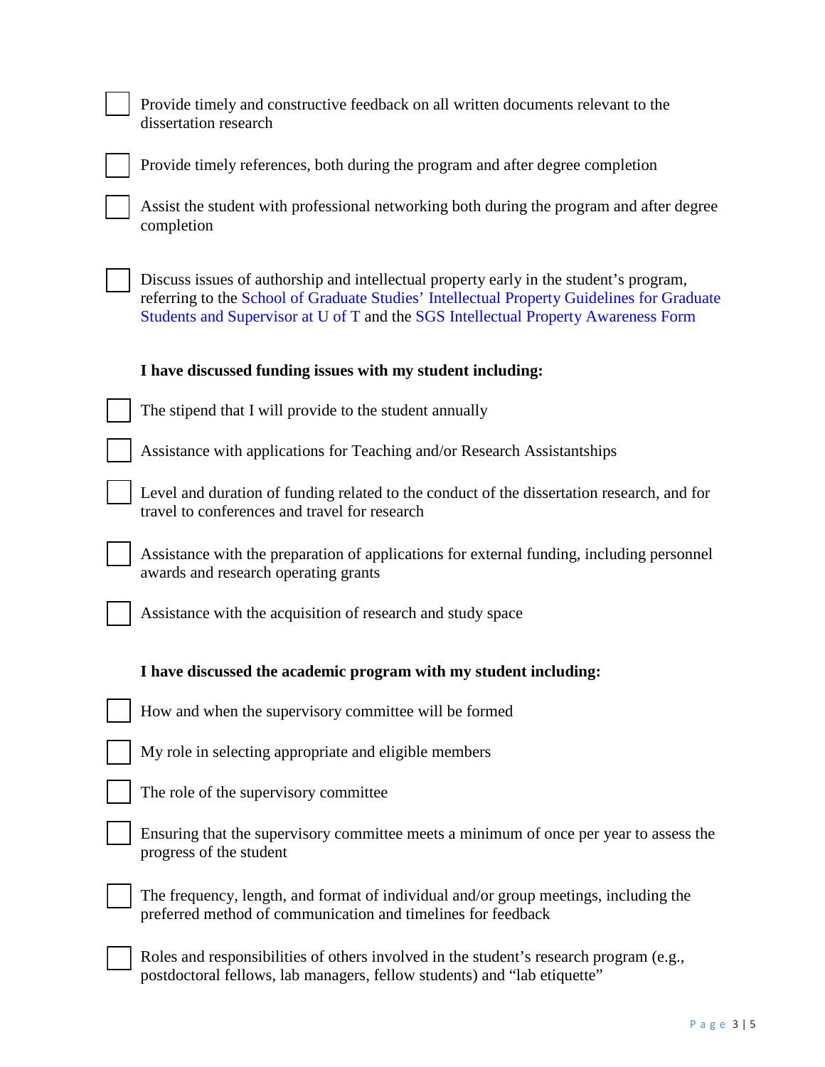- [ ] Provide timely and constructive feedback on all written documents relevant to the dissertation research
- [ ] Provide timely references, both during the program and after degree completion
- [ ] Assist the student with professional networking both during the program and after degree completion
- [ ] Discuss issues of authorship and intellectual property early in the student's program, referring to the School of Graduate Studies' Intellectual Property Guidelines for Graduate Students and Supervisor at U of T and the SGS Intellectual Property Awareness Form

**I have discussed funding issues with my student including:**

- [ ] The stipend that I will provide to the student annually
- [ ] Assistance with applications for Teaching and/or Research Assistantships
- [ ] Level and duration of funding related to the conduct of the dissertation research, and for travel to conferences and travel for research
- [ ] Assistance with the preparation of applications for external funding, including personnel awards and research operating grants
- [ ] Assistance with the acquisition of research and study space

**I have discussed the academic program with my student including:**

- [ ] How and when the supervisory committee will be formed
- [ ] My role in selecting appropriate and eligible members
- [ ] The role of the supervisory committee
- [ ] Ensuring that the supervisory committee meets a minimum of once per year to assess the progress of the student
- [ ] The frequency, length, and format of individual and/or group meetings, including the preferred method of communication and timelines for feedback
- [ ] Roles and responsibilities of others involved in the student's research program (e.g., postdoctoral fellows, lab managers, fellow students) and "lab etiquette"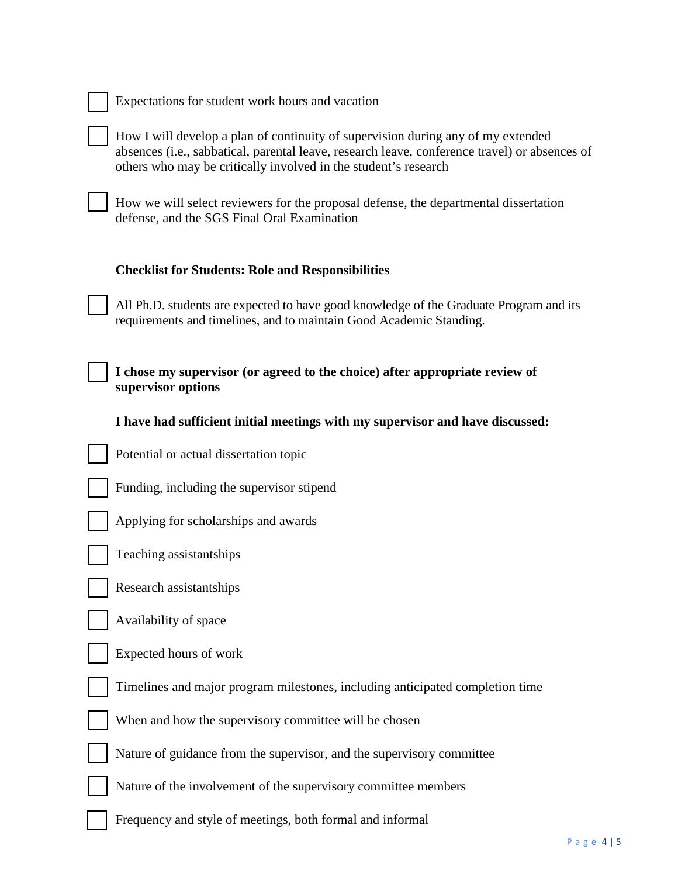- [ ] Expectations for student work hours and vacation
- [ ] How I will develop a plan of continuity of supervision during any of my extended absences (i.e., sabbatical, parental leave, research leave, conference travel) or absences of others who may be critically involved in the student's research
- [ ] How we will select reviewers for the proposal defense, the departmental dissertation defense, and the SGS Final Oral Examination

**Checklist for Students: Role and Responsibilities**

- [ ] All Ph.D. students are expected to have good knowledge of the Graduate Program and its requirements and timelines, and to maintain Good Academic Standing.

- [ ] **I chose my supervisor (or agreed to the choice) after appropriate review of supervisor options**

**I have had sufficient initial meetings with my supervisor and have discussed:**

- [ ] Potential or actual dissertation topic
- [ ] Funding, including the supervisor stipend
- [ ] Applying for scholarships and awards
- [ ] Teaching assistantships
- [ ] Research assistantships
- [ ] Availability of space
- [ ] Expected hours of work
- [ ] Timelines and major program milestones, including anticipated completion time
- [ ] When and how the supervisory committee will be chosen
- [ ] Nature of guidance from the supervisor, and the supervisory committee
- [ ] Nature of the involvement of the supervisory committee members
- [ ] Frequency and style of meetings, both formal and informal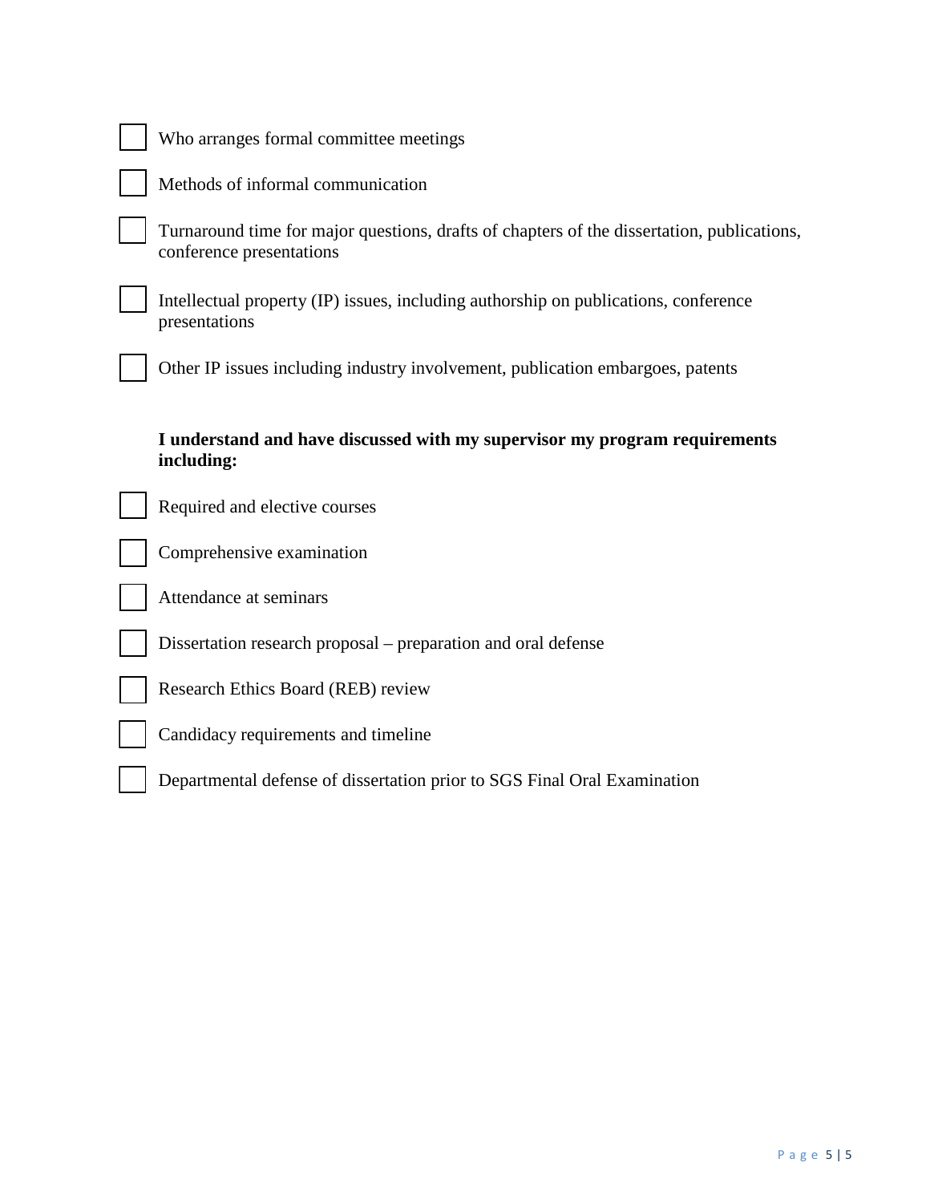- [ ] Who arranges formal committee meetings
- [ ] Methods of informal communication
- [ ] Turnaround time for major questions, drafts of chapters of the dissertation, publications, conference presentations
- [ ] Intellectual property (IP) issues, including authorship on publications, conference presentations
- [ ] Other IP issues including industry involvement, publication embargoes, patents

**I understand and have discussed with my supervisor my program requirements including:**

- [ ] Required and elective courses
- [ ] Comprehensive examination
- [ ] Attendance at seminars
- [ ] Dissertation research proposal – preparation and oral defense
- [ ] Research Ethics Board (REB) review
- [ ] Candidacy requirements and timeline
- [ ] Departmental defense of dissertation prior to SGS Final Oral Examination